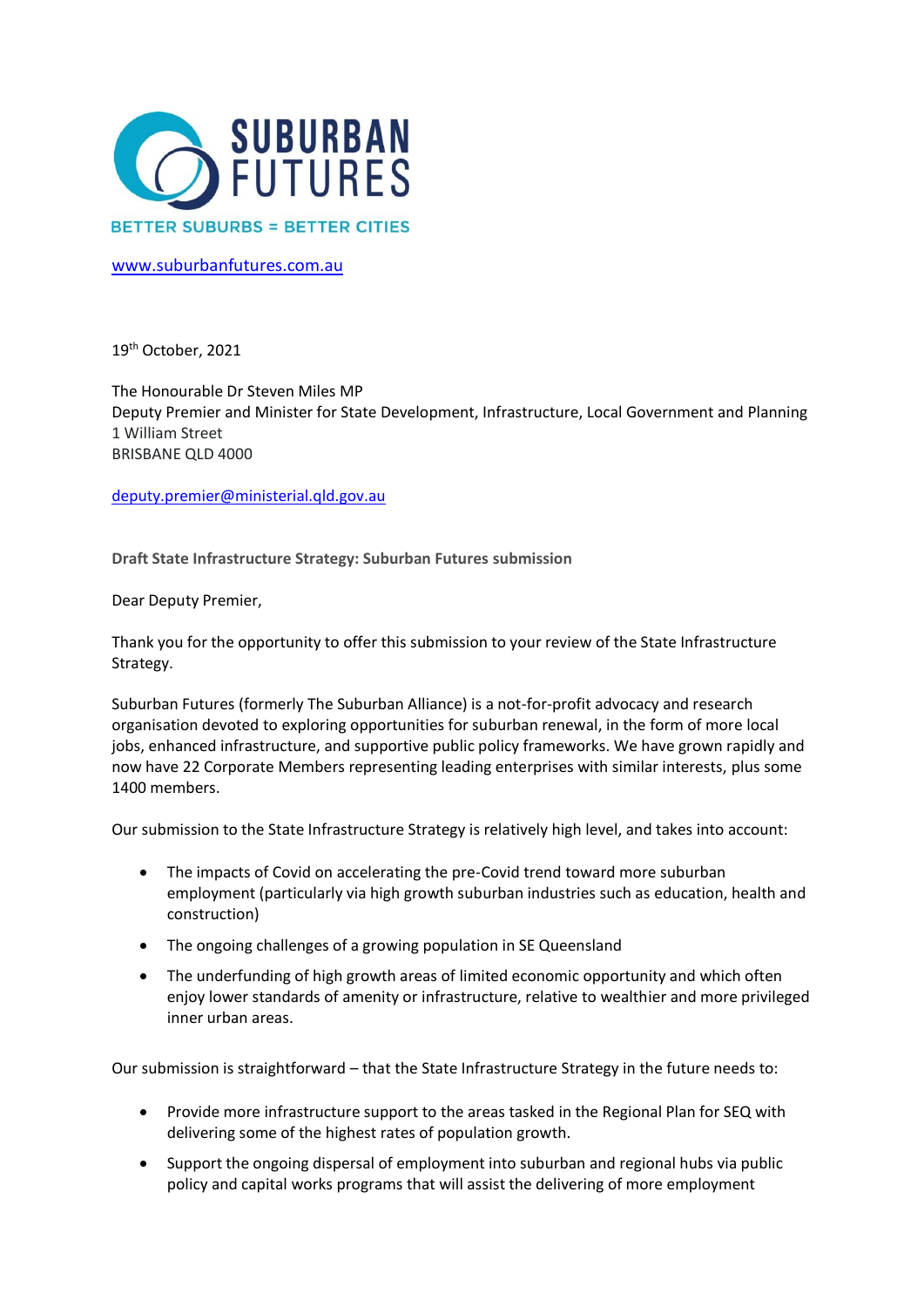SUBURBAN FUTURES

BETTER SUBURBS = BETTER CITIES

www.suburbanfutures.com.au

19th October, 2021

The Honourable Dr Steven Miles MP
Deputy Premier and Minister for State Development, Infrastructure, Local Government and Planning
1 William Street
BRISBANE QLD 4000

deputy.premier@ministerial.qld.gov.au

**Draft State Infrastructure Strategy: Suburban Futures submission**

Dear Deputy Premier,

Thank you for the opportunity to offer this submission to your review of the State Infrastructure Strategy.

Suburban Futures (formerly The Suburban Alliance) is a not-for-profit advocacy and research organisation devoted to exploring opportunities for suburban renewal, in the form of more local jobs, enhanced infrastructure, and supportive public policy frameworks. We have grown rapidly and now have 22 Corporate Members representing leading enterprises with similar interests, plus some 1400 members.

Our submission to the State Infrastructure Strategy is relatively high level, and takes into account:

- The impacts of Covid on accelerating the pre-Covid trend toward more suburban employment (particularly via high growth suburban industries such as education, health and construction)
- The ongoing challenges of a growing population in SE Queensland
- The underfunding of high growth areas of limited economic opportunity and which often enjoy lower standards of amenity or infrastructure, relative to wealthier and more privileged inner urban areas.

Our submission is straightforward – that the State Infrastructure Strategy in the future needs to:

- Provide more infrastructure support to the areas tasked in the Regional Plan for SEQ with delivering some of the highest rates of population growth.
- Support the ongoing dispersal of employment into suburban and regional hubs via public policy and capital works programs that will assist the delivering of more employment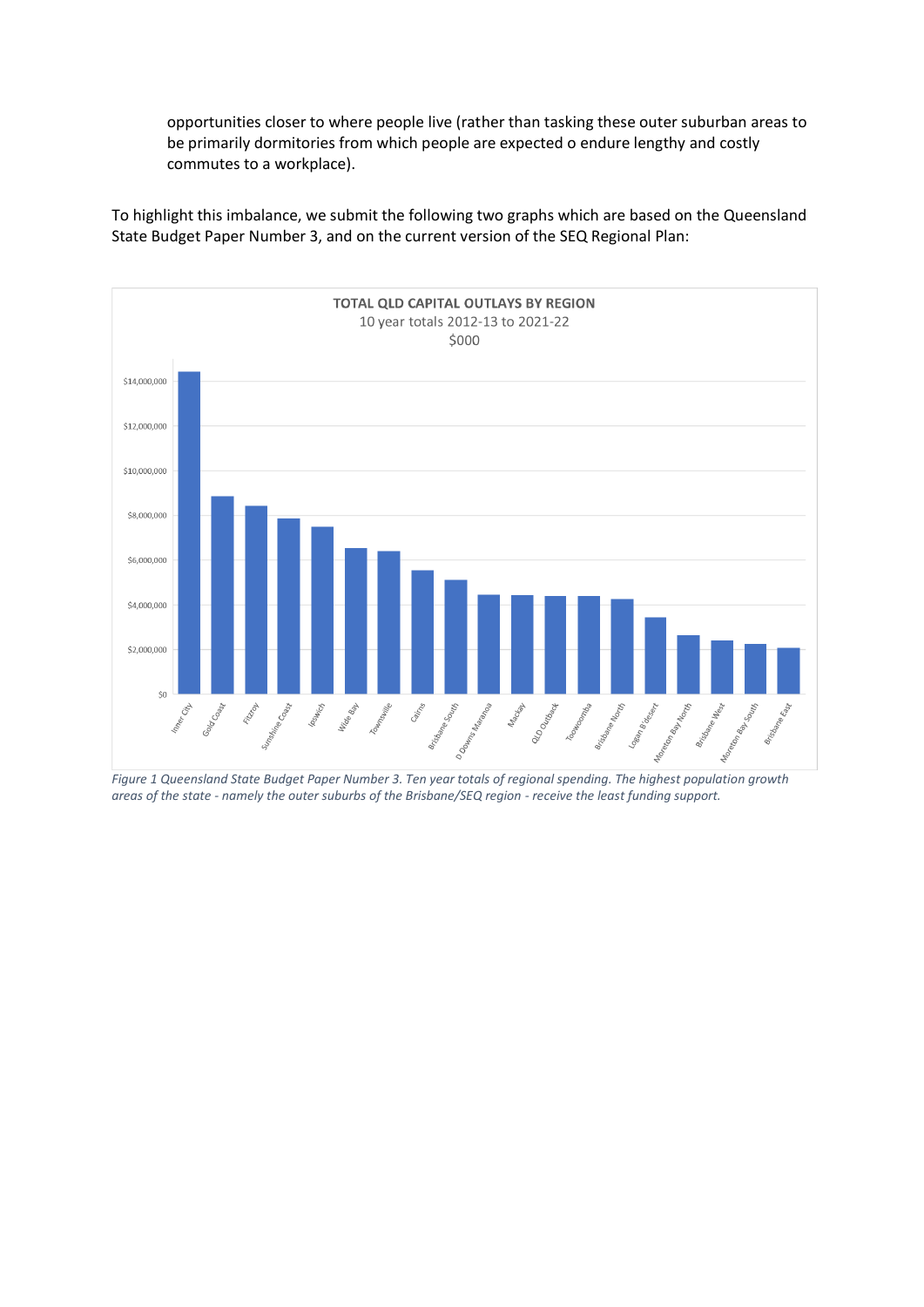opportunities closer to where people live (rather than tasking these outer suburban areas to be primarily dormitories from which people are expected o endure lengthy and costly commutes to a workplace).

To highlight this imbalance, we submit the following two graphs which are based on the Queensland State Budget Paper Number 3, and on the current version of the SEQ Regional Plan:

**TOTAL QLD CAPITAL OUTLAYS BY REGION**
10 year totals 2012-13 to 2021-22
$000

*Figure 1 Queensland State Budget Paper Number 3. Ten year totals of regional spending. The highest population growth areas of the state - namely the outer suburbs of the Brisbane/SEQ region - receive the least funding support.*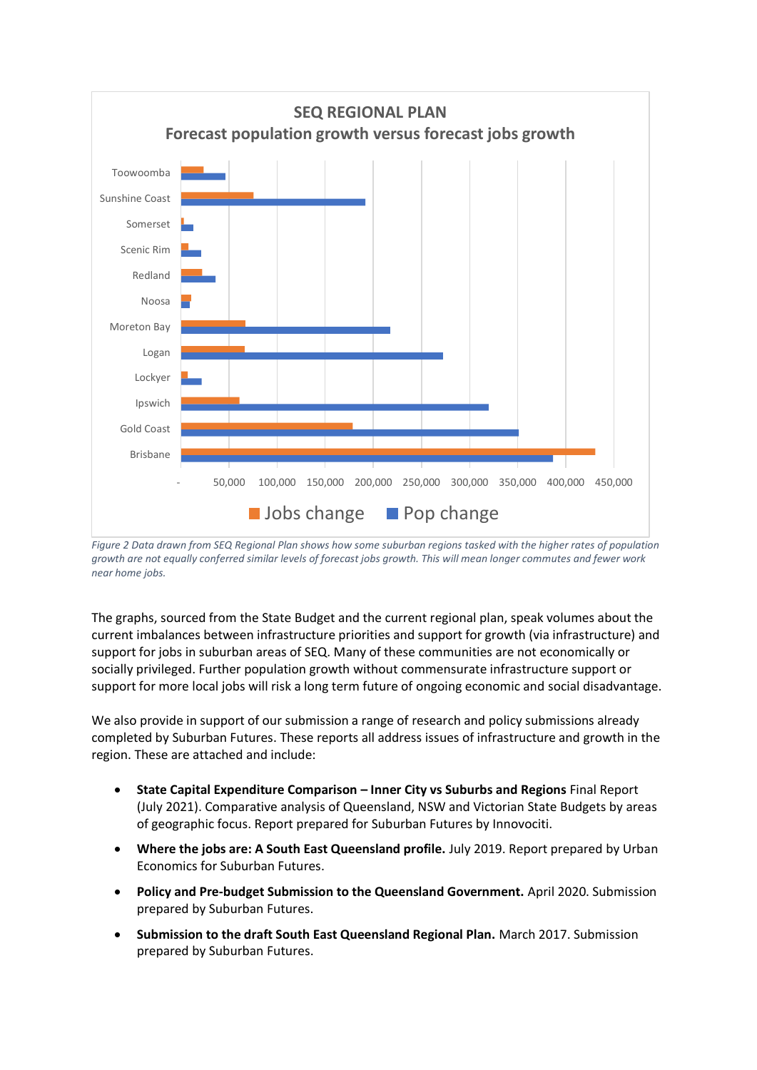**SEQ REGIONAL PLAN**
**Forecast population growth versus forecast jobs growth**

*Figure 2 Data drawn from SEQ Regional Plan shows how some suburban regions tasked with the higher rates of population growth are not equally conferred similar levels of forecast jobs growth. This will mean longer commutes and fewer work near home jobs.*

The graphs, sourced from the State Budget and the current regional plan, speak volumes about the current imbalances between infrastructure priorities and support for growth (via infrastructure) and support for jobs in suburban areas of SEQ. Many of these communities are not economically or socially privileged. Further population growth without commensurate infrastructure support or support for more local jobs will risk a long term future of ongoing economic and social disadvantage.

We also provide in support of our submission a range of research and policy submissions already completed by Suburban Futures. These reports all address issues of infrastructure and growth in the region. These are attached and include:

- **State Capital Expenditure Comparison – Inner City vs Suburbs and Regions** Final Report (July 2021). Comparative analysis of Queensland, NSW and Victorian State Budgets by areas of geographic focus. Report prepared for Suburban Futures by Innovociti.
- **Where the jobs are: A South East Queensland profile.** July 2019. Report prepared by Urban Economics for Suburban Futures.
- **Policy and Pre-budget Submission to the Queensland Government.** April 2020. Submission prepared by Suburban Futures.
- **Submission to the draft South East Queensland Regional Plan.** March 2017. Submission prepared by Suburban Futures.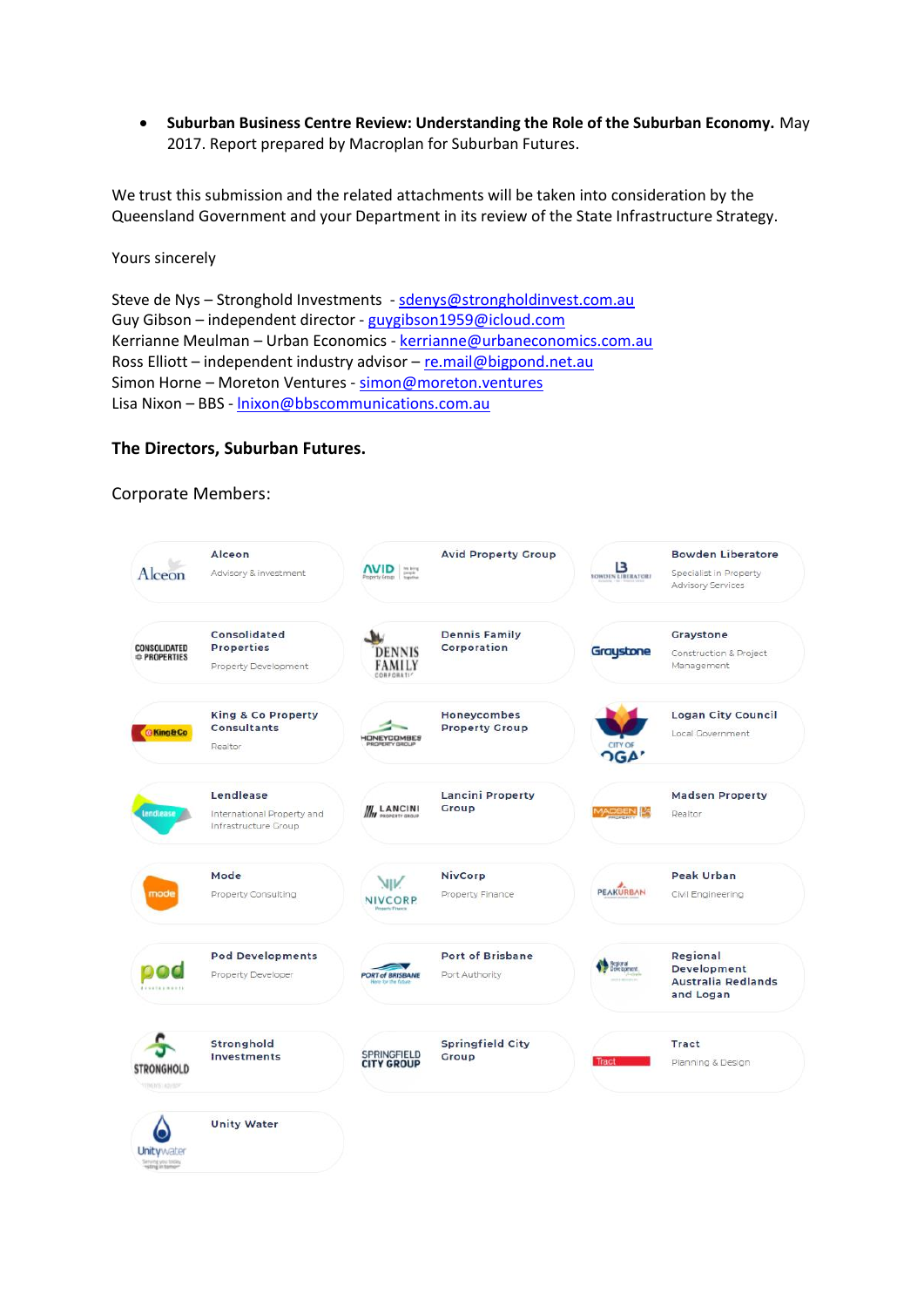- **Suburban Business Centre Review: Understanding the Role of the Suburban Economy.** May 2017. Report prepared by Macroplan for Suburban Futures.

We trust this submission and the related attachments will be taken into consideration by the Queensland Government and your Department in its review of the State Infrastructure Strategy.

Yours sincerely

Steve de Nys – Stronghold Investments - sdenys@strongholdinvest.com.au
Guy Gibson – independent director - guygibson1959@icloud.com
Kerrianne Meulman – Urban Economics - kerrianne@urbaneconomics.com.au
Ross Elliott – independent industry advisor – re.mail@bigpond.net.au
Simon Horne – Moreton Ventures - simon@moreton.ventures
Lisa Nixon – BBS - lnixon@bbscommunications.com.au

**The Directors, Suburban Futures.**

Corporate Members:

Alceon – Advisory & investment
Avid Property Group
Bowden Liberatore – Specialist in Property Advisory Services
Consolidated Properties – Property Development
Dennis Family Corporation
Graystone – Construction & Project Management
King & Co Property Consultants – Realtor
Honeycombes Property Group
Logan City Council – Local Government
Lendlease – International Property and Infrastructure Group
Lancini Property Group
Madsen Property – Realtor
Mode – Property Consulting
NivCorp – Property Finance
Peak Urban – Civil Engineering
Pod Developments – Property Developer
Port of Brisbane – Port Authority
Regional Development Australia Redlands and Logan
Stronghold Investments
Springfield City Group
Tract – Planning & Design
Unity Water